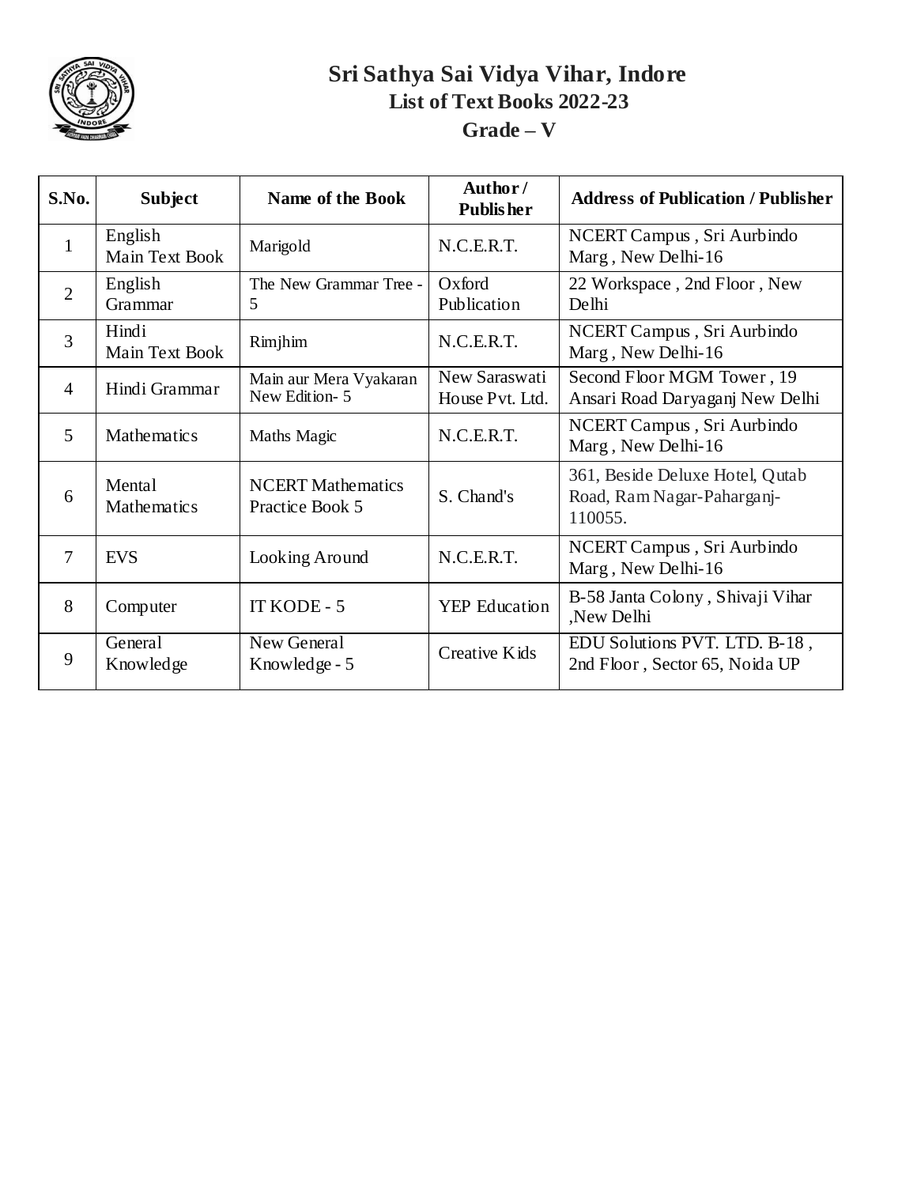# Sri Sathya Sai Vidya Vihar, Indore

## List of Text Books 2022-23

## Grade – V

| S.No. | Subject | Name of the Book | Author / Publisher | Address of Publication / Publisher |
|---|---|---|---|---|
| 1 | English Main Text Book | Marigold | N.C.E.R.T. | NCERT Campus , Sri Aurbindo Marg , New Delhi-16 |
| 2 | English Grammar | The New Grammar Tree - 5 | Oxford Publication | 22 Workspace , 2nd Floor , New Delhi |
| 3 | Hindi Main Text Book | Rimjhim | N.C.E.R.T. | NCERT Campus , Sri Aurbindo Marg , New Delhi-16 |
| 4 | Hindi Grammar | Main aur Mera Vyakaran New Edition- 5 | New Saraswati House Pvt. Ltd. | Second Floor MGM Tower , 19 Ansari Road Daryaganj New Delhi |
| 5 | Mathematics | Maths Magic | N.C.E.R.T. | NCERT Campus , Sri Aurbindo Marg , New Delhi-16 |
| 6 | Mental Mathematics | NCERT Mathematics Practice Book 5 | S. Chand's | 361, Beside Deluxe Hotel, Qutab Road, Ram Nagar-Paharganj-110055. |
| 7 | EVS | Looking Around | N.C.E.R.T. | NCERT Campus , Sri Aurbindo Marg , New Delhi-16 |
| 8 | Computer | IT KODE - 5 | YEP Education | B-58 Janta Colony , Shivaji Vihar ,New Delhi |
| 9 | General Knowledge | New General Knowledge - 5 | Creative Kids | EDU Solutions PVT. LTD. B-18 , 2nd Floor , Sector 65, Noida UP |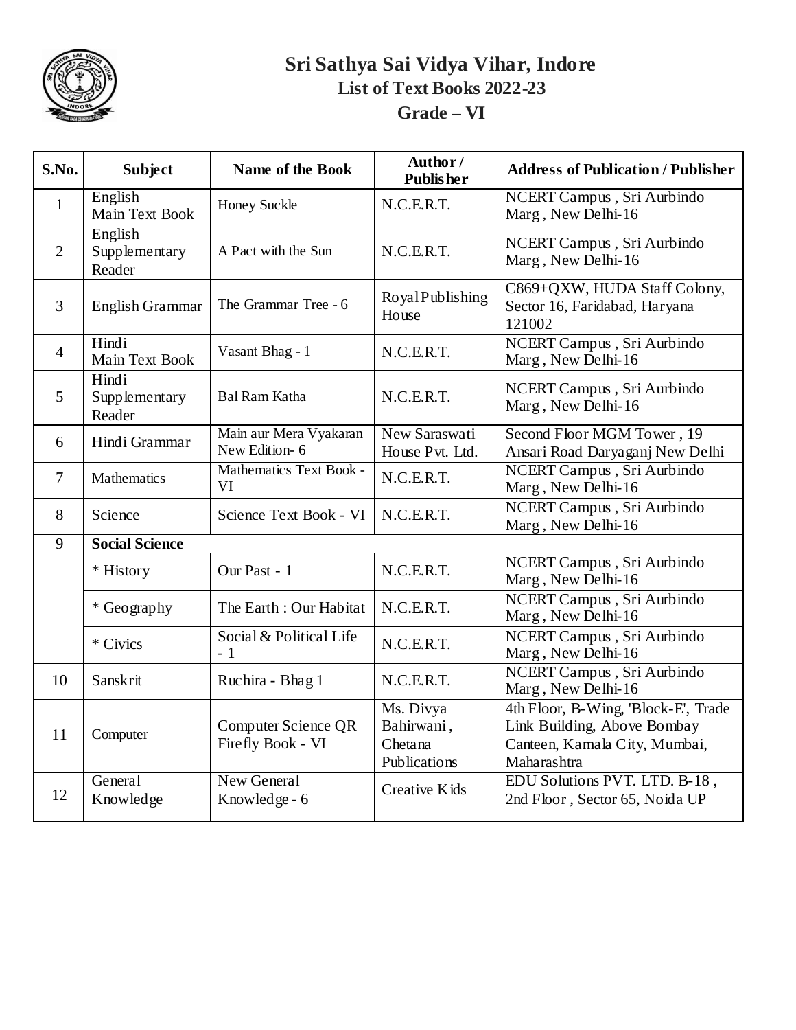# Sri Sathya Sai Vidya Vihar, Indore

## List of Text Books 2022-23

## Grade – VI

| S.No. | Subject | Name of the Book | Author / Publisher | Address of Publication / Publisher |
|---|---|---|---|---|
| 1 | English Main Text Book | Honey Suckle | N.C.E.R.T. | NCERT Campus , Sri Aurbindo Marg , New Delhi-16 |
| 2 | English Supplementary Reader | A Pact with the Sun | N.C.E.R.T. | NCERT Campus , Sri Aurbindo Marg , New Delhi-16 |
| 3 | English Grammar | The Grammar Tree - 6 | Royal Publishing House | C869+QXW, HUDA Staff Colony, Sector 16, Faridabad, Haryana 121002 |
| 4 | Hindi Main Text Book | Vasant Bhag - 1 | N.C.E.R.T. | NCERT Campus , Sri Aurbindo Marg , New Delhi-16 |
| 5 | Hindi Supplementary Reader | Bal Ram Katha | N.C.E.R.T. | NCERT Campus , Sri Aurbindo Marg , New Delhi-16 |
| 6 | Hindi Grammar | Main aur Mera Vyakaran New Edition- 6 | New Saraswati House Pvt. Ltd. | Second Floor MGM Tower , 19 Ansari Road Daryaganj New Delhi |
| 7 | Mathematics | Mathematics Text Book - VI | N.C.E.R.T. | NCERT Campus , Sri Aurbindo Marg , New Delhi-16 |
| 8 | Science | Science Text Book - VI | N.C.E.R.T. | NCERT Campus , Sri Aurbindo Marg , New Delhi-16 |
| 9 | **Social Science** | | | |
| | * History | Our Past - 1 | N.C.E.R.T. | NCERT Campus , Sri Aurbindo Marg , New Delhi-16 |
| | * Geography | The Earth : Our Habitat | N.C.E.R.T. | NCERT Campus , Sri Aurbindo Marg , New Delhi-16 |
| | * Civics | Social & Political Life - 1 | N.C.E.R.T. | NCERT Campus , Sri Aurbindo Marg , New Delhi-16 |
| 10 | Sanskrit | Ruchira - Bhag 1 | N.C.E.R.T. | NCERT Campus , Sri Aurbindo Marg , New Delhi-16 |
| 11 | Computer | Computer Science QR Firefly Book - VI | Ms. Divya Bahirwani , Chetana Publications | 4th Floor, B-Wing, 'Block-E', Trade Link Building, Above Bombay Canteen, Kamala City, Mumbai, Maharashtra |
| 12 | General Knowledge | New General Knowledge - 6 | Creative Kids | EDU Solutions PVT. LTD. B-18 , 2nd Floor , Sector 65, Noida UP |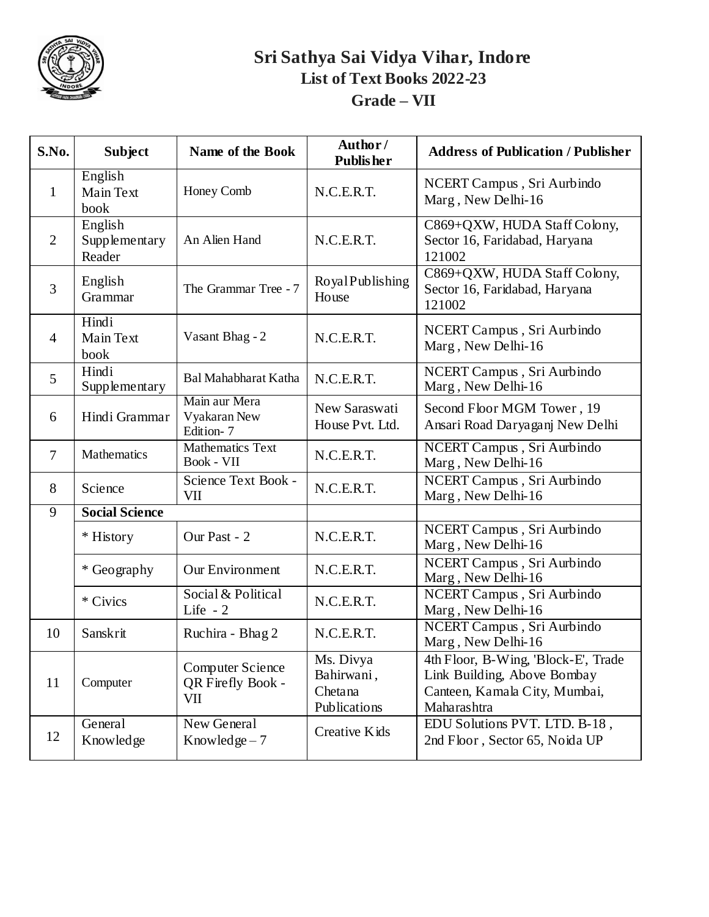# Sri Sathya Sai Vidya Vihar, Indore

## List of Text Books 2022-23

## Grade – VII

| S.No. | Subject | Name of the Book | Author / Publisher | Address of Publication / Publisher |
|---|---|---|---|---|
| 1 | English Main Text book | Honey Comb | N.C.E.R.T. | NCERT Campus , Sri Aurbindo Marg , New Delhi-16 |
| 2 | English Supplementary Reader | An Alien Hand | N.C.E.R.T. | C869+QXW, HUDA Staff Colony, Sector 16, Faridabad, Haryana 121002 |
| 3 | English Grammar | The Grammar Tree - 7 | Royal Publishing House | C869+QXW, HUDA Staff Colony, Sector 16, Faridabad, Haryana 121002 |
| 4 | Hindi Main Text book | Vasant Bhag - 2 | N.C.E.R.T. | NCERT Campus , Sri Aurbindo Marg , New Delhi-16 |
| 5 | Hindi Supplementary | Bal Mahabharat Katha | N.C.E.R.T. | NCERT Campus , Sri Aurbindo Marg , New Delhi-16 |
| 6 | Hindi Grammar | Main aur Mera Vyakaran New Edition- 7 | New Saraswati House Pvt. Ltd. | Second Floor MGM Tower , 19 Ansari Road Daryaganj New Delhi |
| 7 | Mathematics | Mathematics Text Book - VII | N.C.E.R.T. | NCERT Campus , Sri Aurbindo Marg , New Delhi-16 |
| 8 | Science | Science Text Book - VII | N.C.E.R.T. | NCERT Campus , Sri Aurbindo Marg , New Delhi-16 |
| 9 | **Social Science** | | | |
| | * History | Our Past - 2 | N.C.E.R.T. | NCERT Campus , Sri Aurbindo Marg , New Delhi-16 |
| | * Geography | Our Environment | N.C.E.R.T. | NCERT Campus , Sri Aurbindo Marg , New Delhi-16 |
| | * Civics | Social & Political Life - 2 | N.C.E.R.T. | NCERT Campus , Sri Aurbindo Marg , New Delhi-16 |
| 10 | Sanskrit | Ruchira - Bhag 2 | N.C.E.R.T. | NCERT Campus , Sri Aurbindo Marg , New Delhi-16 |
| 11 | Computer | Computer Science QR Firefly Book - VII | Ms. Divya Bahirwani , Chetana Publications | 4th Floor, B-Wing, 'Block-E', Trade Link Building, Above Bombay Canteen, Kamala City, Mumbai, Maharashtra |
| 12 | General Knowledge | New General Knowledge – 7 | Creative Kids | EDU Solutions PVT. LTD. B-18 , 2nd Floor , Sector 65, Noida UP |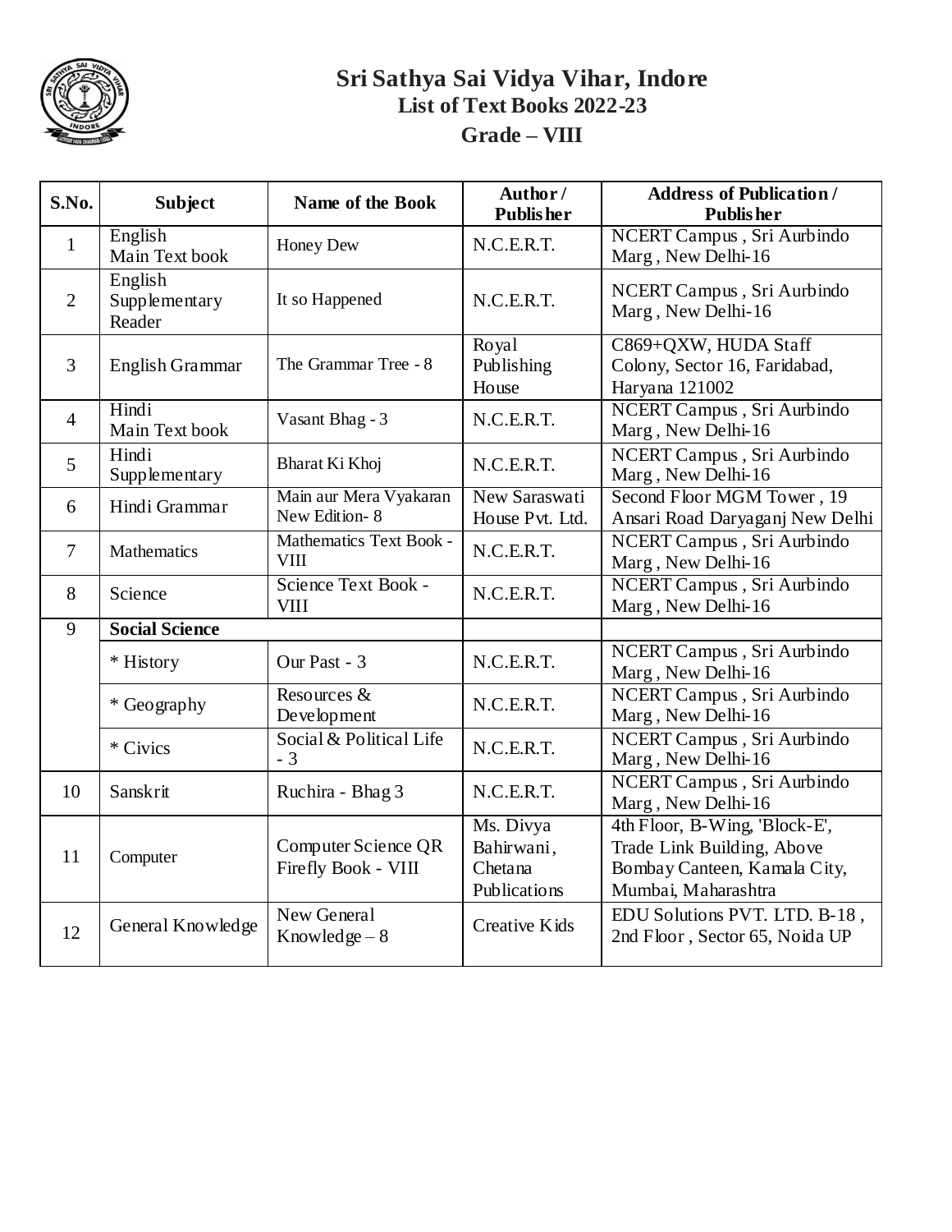# Sri Sathya Sai Vidya Vihar, Indore
## List of Text Books 2022-23
## Grade – VIII

| S.No. | Subject | Name of the Book | Author / Publisher | Address of Publication / Publisher |
|---|---|---|---|---|
| 1 | English Main Text book | Honey Dew | N.C.E.R.T. | NCERT Campus , Sri Aurbindo Marg , New Delhi-16 |
| 2 | English Supplementary Reader | It so Happened | N.C.E.R.T. | NCERT Campus , Sri Aurbindo Marg , New Delhi-16 |
| 3 | English Grammar | The Grammar Tree - 8 | Royal Publishing House | C869+QXW, HUDA Staff Colony, Sector 16, Faridabad, Haryana 121002 |
| 4 | Hindi Main Text book | Vasant Bhag - 3 | N.C.E.R.T. | NCERT Campus , Sri Aurbindo Marg , New Delhi-16 |
| 5 | Hindi Supplementary | Bharat Ki Khoj | N.C.E.R.T. | NCERT Campus , Sri Aurbindo Marg , New Delhi-16 |
| 6 | Hindi Grammar | Main aur Mera Vyakaran New Edition- 8 | New Saraswati House Pvt. Ltd. | Second Floor MGM Tower , 19 Ansari Road Daryaganj New Delhi |
| 7 | Mathematics | Mathematics Text Book - VIII | N.C.E.R.T. | NCERT Campus , Sri Aurbindo Marg , New Delhi-16 |
| 8 | Science | Science Text Book - VIII | N.C.E.R.T. | NCERT Campus , Sri Aurbindo Marg , New Delhi-16 |
| 9 | **Social Science** | | | |
| | * History | Our Past - 3 | N.C.E.R.T. | NCERT Campus , Sri Aurbindo Marg , New Delhi-16 |
| | * Geography | Resources & Development | N.C.E.R.T. | NCERT Campus , Sri Aurbindo Marg , New Delhi-16 |
| | * Civics | Social & Political Life - 3 | N.C.E.R.T. | NCERT Campus , Sri Aurbindo Marg , New Delhi-16 |
| 10 | Sanskrit | Ruchira - Bhag 3 | N.C.E.R.T. | NCERT Campus , Sri Aurbindo Marg , New Delhi-16 |
| 11 | Computer | Computer Science QR Firefly Book - VIII | Ms. Divya Bahirwani, Chetana Publications | 4th Floor, B-Wing, 'Block-E', Trade Link Building, Above Bombay Canteen, Kamala City, Mumbai, Maharashtra |
| 12 | General Knowledge | New General Knowledge – 8 | Creative Kids | EDU Solutions PVT. LTD. B-18 , 2nd Floor , Sector 65, Noida UP |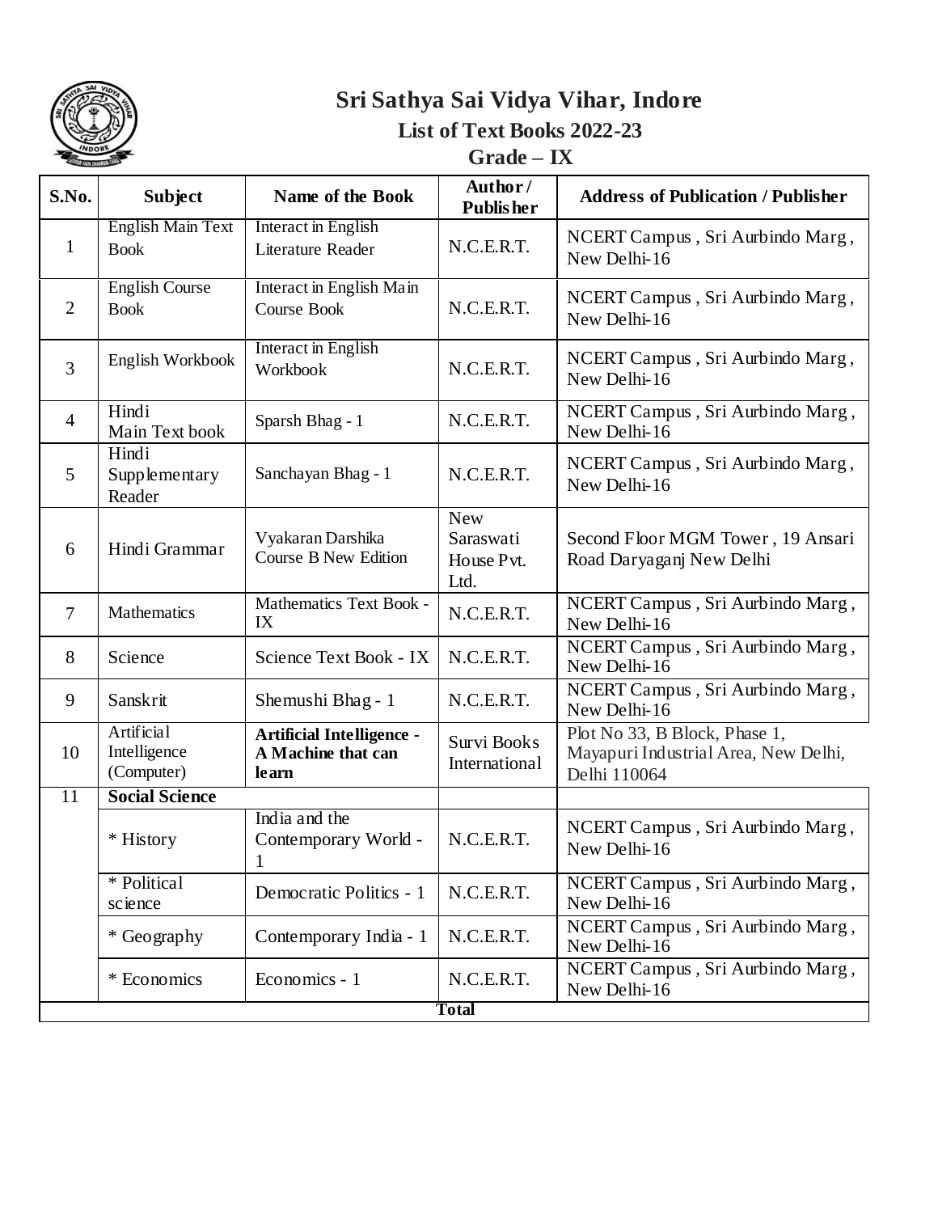# Sri Sathya Sai Vidya Vihar, Indore

## List of Text Books 2022-23

## Grade – IX

| S.No. | Subject | Name of the Book | Author / Publisher | Address of Publication / Publisher |
|---|---|---|---|---|
| 1 | English Main Text Book | Interact in English Literature Reader | N.C.E.R.T. | NCERT Campus , Sri Aurbindo Marg , New Delhi-16 |
| 2 | English Course Book | Interact in English Main Course Book | N.C.E.R.T. | NCERT Campus , Sri Aurbindo Marg , New Delhi-16 |
| 3 | English Workbook | Interact in English Workbook | N.C.E.R.T. | NCERT Campus , Sri Aurbindo Marg , New Delhi-16 |
| 4 | Hindi Main Text book | Sparsh Bhag - 1 | N.C.E.R.T. | NCERT Campus , Sri Aurbindo Marg , New Delhi-16 |
| 5 | Hindi Supplementary Reader | Sanchayan Bhag - 1 | N.C.E.R.T. | NCERT Campus , Sri Aurbindo Marg , New Delhi-16 |
| 6 | Hindi Grammar | Vyakaran Darshika Course B New Edition | New Saraswati House Pvt. Ltd. | Second Floor MGM Tower , 19 Ansari Road Daryaganj New Delhi |
| 7 | Mathematics | Mathematics Text Book - IX | N.C.E.R.T. | NCERT Campus , Sri Aurbindo Marg , New Delhi-16 |
| 8 | Science | Science Text Book - IX | N.C.E.R.T. | NCERT Campus , Sri Aurbindo Marg , New Delhi-16 |
| 9 | Sanskrit | Shemushi Bhag - 1 | N.C.E.R.T. | NCERT Campus , Sri Aurbindo Marg , New Delhi-16 |
| 10 | Artificial Intelligence (Computer) | **Artificial Intelligence - A Machine that can learn** | Survi Books International | Plot No 33, B Block, Phase 1, Mayapuri Industrial Area, New Delhi, Delhi 110064 |
| 11 | **Social Science** | | | |
| | * History | India and the Contemporary World - 1 | N.C.E.R.T. | NCERT Campus , Sri Aurbindo Marg , New Delhi-16 |
| | * Political science | Democratic Politics - 1 | N.C.E.R.T. | NCERT Campus , Sri Aurbindo Marg , New Delhi-16 |
| | * Geography | Contemporary India - 1 | N.C.E.R.T. | NCERT Campus , Sri Aurbindo Marg , New Delhi-16 |
| | * Economics | Economics - 1 | N.C.E.R.T. | NCERT Campus , Sri Aurbindo Marg , New Delhi-16 |
| | | **Total** | | |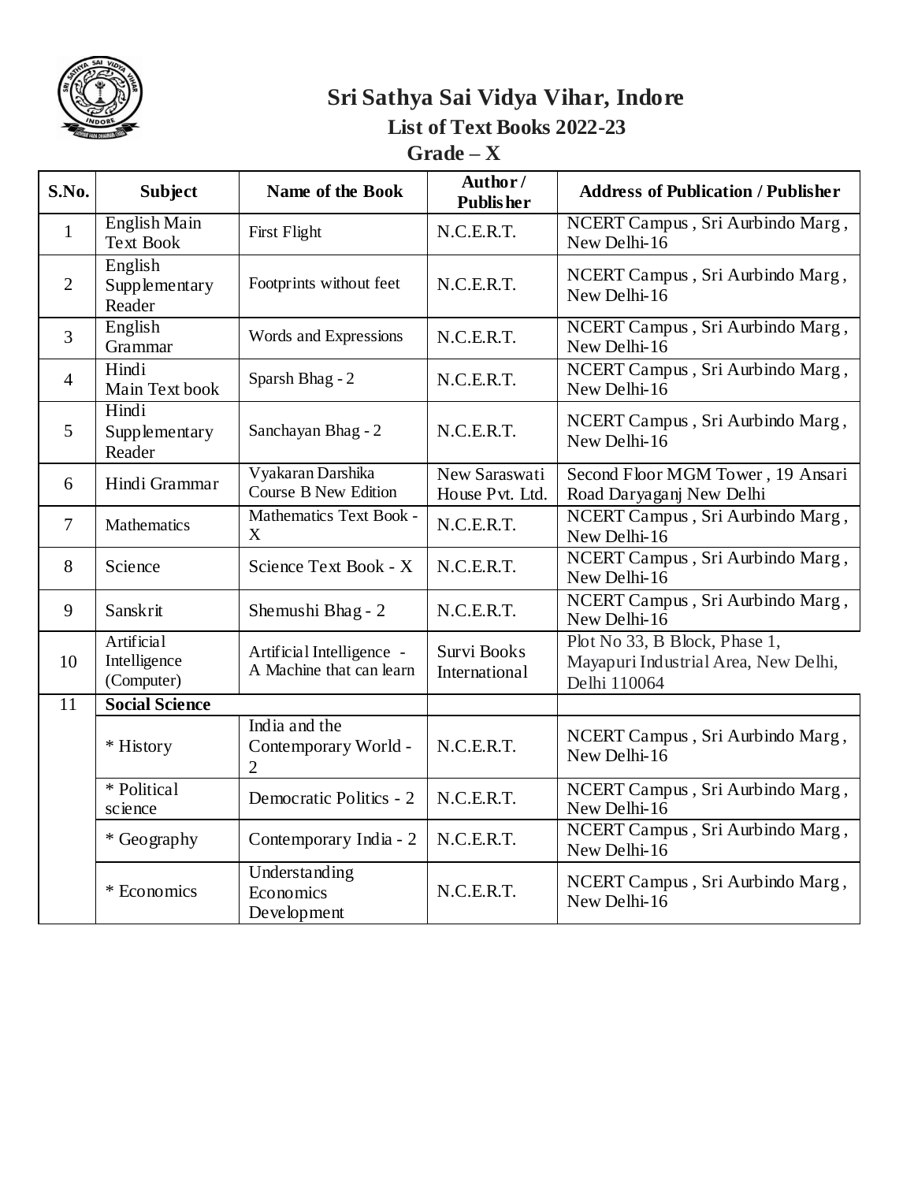# Sri Sathya Sai Vidya Vihar, Indore

## List of Text Books 2022-23

## Grade – X

| S.No. | Subject | Name of the Book | Author / Publisher | Address of Publication / Publisher |
|---|---|---|---|---|
| 1 | English Main Text Book | First Flight | N.C.E.R.T. | NCERT Campus , Sri Aurbindo Marg , New Delhi-16 |
| 2 | English Supplementary Reader | Footprints without feet | N.C.E.R.T. | NCERT Campus , Sri Aurbindo Marg , New Delhi-16 |
| 3 | English Grammar | Words and Expressions | N.C.E.R.T. | NCERT Campus , Sri Aurbindo Marg , New Delhi-16 |
| 4 | Hindi Main Text book | Sparsh Bhag - 2 | N.C.E.R.T. | NCERT Campus , Sri Aurbindo Marg , New Delhi-16 |
| 5 | Hindi Supplementary Reader | Sanchayan Bhag - 2 | N.C.E.R.T. | NCERT Campus , Sri Aurbindo Marg , New Delhi-16 |
| 6 | Hindi Grammar | Vyakaran Darshika Course B New Edition | New Saraswati House Pvt. Ltd. | Second Floor MGM Tower , 19 Ansari Road Daryaganj New Delhi |
| 7 | Mathematics | Mathematics Text Book - X | N.C.E.R.T. | NCERT Campus , Sri Aurbindo Marg , New Delhi-16 |
| 8 | Science | Science Text Book - X | N.C.E.R.T. | NCERT Campus , Sri Aurbindo Marg , New Delhi-16 |
| 9 | Sanskrit | Shemushi Bhag - 2 | N.C.E.R.T. | NCERT Campus , Sri Aurbindo Marg , New Delhi-16 |
| 10 | Artificial Intelligence (Computer) | Artificial Intelligence - A Machine that can learn | Survi Books International | Plot No 33, B Block, Phase 1, Mayapuri Industrial Area, New Delhi, Delhi 110064 |
| 11 | **Social Science** | | | |
| | * History | India and the Contemporary World - 2 | N.C.E.R.T. | NCERT Campus , Sri Aurbindo Marg , New Delhi-16 |
| | * Political science | Democratic Politics - 2 | N.C.E.R.T. | NCERT Campus , Sri Aurbindo Marg , New Delhi-16 |
| | * Geography | Contemporary India - 2 | N.C.E.R.T. | NCERT Campus , Sri Aurbindo Marg , New Delhi-16 |
| | * Economics | Understanding Economics Development | N.C.E.R.T. | NCERT Campus , Sri Aurbindo Marg , New Delhi-16 |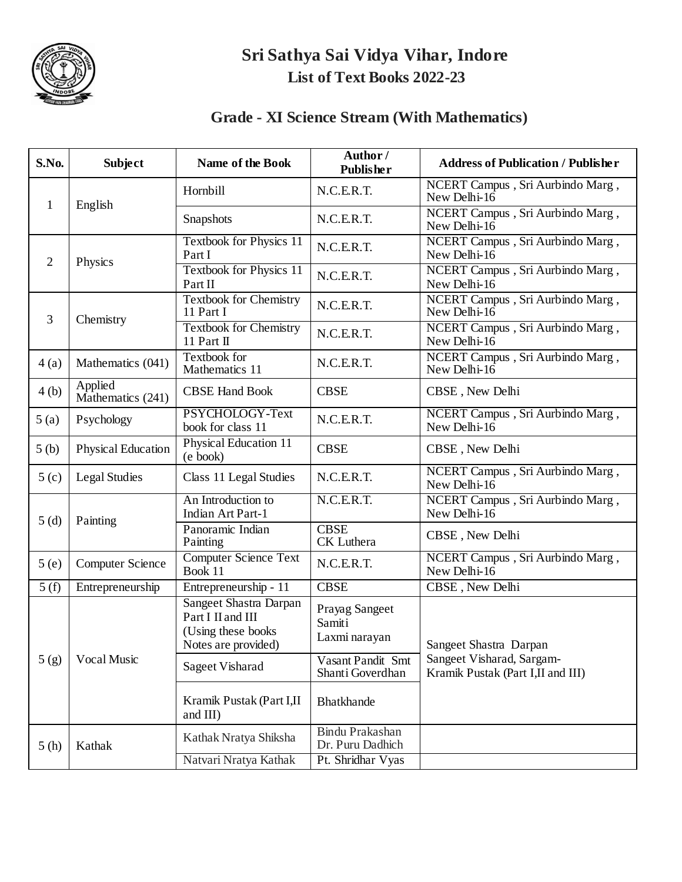# Sri Sathya Sai Vidya Vihar, Indore

## List of Text Books 2022-23

## Grade - XI Science Stream (With Mathematics)

| S.No. | Subject | Name of the Book | Author / Publisher | Address of Publication / Publisher |
|---|---|---|---|---|
| 1 | English | Hornbill | N.C.E.R.T. | NCERT Campus , Sri Aurbindo Marg , New Delhi-16 |
| | | Snapshots | N.C.E.R.T. | NCERT Campus , Sri Aurbindo Marg , New Delhi-16 |
| 2 | Physics | Textbook for Physics 11 Part I | N.C.E.R.T. | NCERT Campus , Sri Aurbindo Marg , New Delhi-16 |
| | | Textbook for Physics 11 Part II | N.C.E.R.T. | NCERT Campus , Sri Aurbindo Marg , New Delhi-16 |
| 3 | Chemistry | Textbook for Chemistry 11 Part I | N.C.E.R.T. | NCERT Campus , Sri Aurbindo Marg , New Delhi-16 |
| | | Textbook for Chemistry 11 Part II | N.C.E.R.T. | NCERT Campus , Sri Aurbindo Marg , New Delhi-16 |
| 4 (a) | Mathematics (041) | Textbook for Mathematics 11 | N.C.E.R.T. | NCERT Campus , Sri Aurbindo Marg , New Delhi-16 |
| 4 (b) | Applied Mathematics (241) | CBSE Hand Book | CBSE | CBSE , New Delhi |
| 5 (a) | Psychology | PSYCHOLOGY-Text book for class 11 | N.C.E.R.T. | NCERT Campus , Sri Aurbindo Marg , New Delhi-16 |
| 5 (b) | Physical Education | Physical Education 11 (e book) | CBSE | CBSE , New Delhi |
| 5 (c) | Legal Studies | Class 11 Legal Studies | N.C.E.R.T. | NCERT Campus , Sri Aurbindo Marg , New Delhi-16 |
| 5 (d) | Painting | An Introduction to Indian Art Part-1 | N.C.E.R.T. | NCERT Campus , Sri Aurbindo Marg , New Delhi-16 |
| | | Panoramic Indian Painting | CBSE CK Luthera | CBSE , New Delhi |
| 5 (e) | Computer Science | Computer Science Text Book 11 | N.C.E.R.T. | NCERT Campus , Sri Aurbindo Marg , New Delhi-16 |
| 5 (f) | Entrepreneurship | Entrepreneurship - 11 | CBSE | CBSE , New Delhi |
| 5 (g) | Vocal Music | Sangeet Shastra Darpan Part I II and III (Using these books Notes are provided) | Prayag Sangeet Samiti Laxmi narayan | Sangeet Shastra Darpan Sangeet Visharad, Sargam- Kramik Pustak (Part I,II and III) |
| | | Sageet Visharad | Vasant Pandit Smt Shanti Goverdhan | |
| | | Kramik Pustak (Part I,II and III) | Bhatkhande | |
| 5 (h) | Kathak | Kathak Nratya Shiksha | Bindu Prakashan Dr. Puru Dadhich | |
| | | Natvari Nratya Kathak | Pt. Shridhar Vyas | |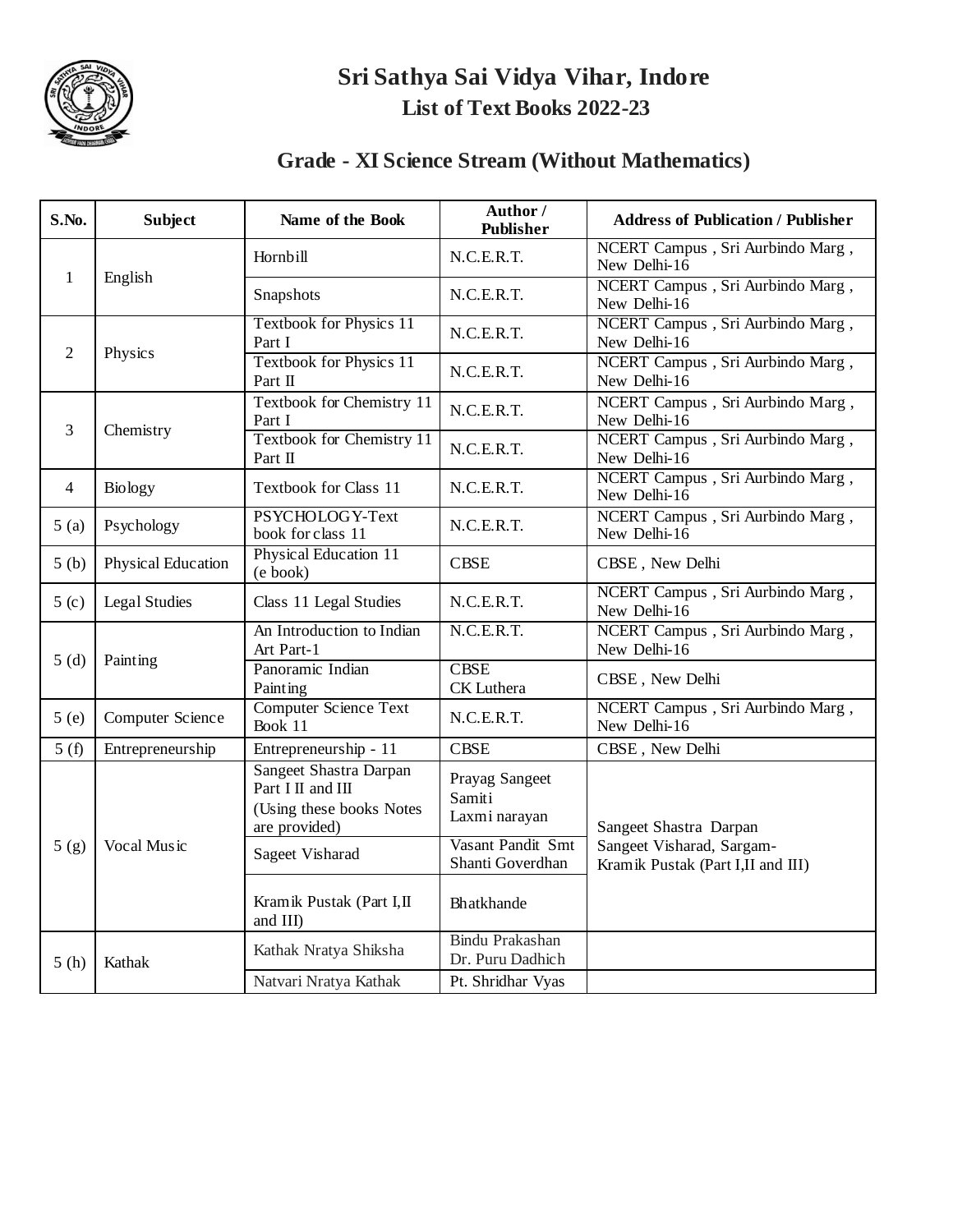# Sri Sathya Sai Vidya Vihar, Indore

## List of Text Books 2022-23

## Grade - XI Science Stream (Without Mathematics)

| S.No. | Subject | Name of the Book | Author / Publisher | Address of Publication / Publisher |
|---|---|---|---|---|
| 1 | English | Hornbill | N.C.E.R.T. | NCERT Campus , Sri Aurbindo Marg , New Delhi-16 |
| | | Snapshots | N.C.E.R.T. | NCERT Campus , Sri Aurbindo Marg , New Delhi-16 |
| 2 | Physics | Textbook for Physics 11 Part I | N.C.E.R.T. | NCERT Campus , Sri Aurbindo Marg , New Delhi-16 |
| | | Textbook for Physics 11 Part II | N.C.E.R.T. | NCERT Campus , Sri Aurbindo Marg , New Delhi-16 |
| 3 | Chemistry | Textbook for Chemistry 11 Part I | N.C.E.R.T. | NCERT Campus , Sri Aurbindo Marg , New Delhi-16 |
| | | Textbook for Chemistry 11 Part II | N.C.E.R.T. | NCERT Campus , Sri Aurbindo Marg , New Delhi-16 |
| 4 | Biology | Textbook for Class 11 | N.C.E.R.T. | NCERT Campus , Sri Aurbindo Marg , New Delhi-16 |
| 5 (a) | Psychology | PSYCHOLOGY-Text book for class 11 | N.C.E.R.T. | NCERT Campus , Sri Aurbindo Marg , New Delhi-16 |
| 5 (b) | Physical Education | Physical Education 11 (e book) | CBSE | CBSE , New Delhi |
| 5 (c) | Legal Studies | Class 11 Legal Studies | N.C.E.R.T. | NCERT Campus , Sri Aurbindo Marg , New Delhi-16 |
| 5 (d) | Painting | An Introduction to Indian Art Part-1 | N.C.E.R.T. | NCERT Campus , Sri Aurbindo Marg , New Delhi-16 |
| | | Panoramic Indian Painting | CBSE CK Luthera | CBSE , New Delhi |
| 5 (e) | Computer Science | Computer Science Text Book 11 | N.C.E.R.T. | NCERT Campus , Sri Aurbindo Marg , New Delhi-16 |
| 5 (f) | Entrepreneurship | Entrepreneurship - 11 | CBSE | CBSE , New Delhi |
| 5 (g) | Vocal Music | Sangeet Shastra Darpan Part I II and III (Using these books Notes are provided) | Prayag Sangeet Samiti Laxmi narayan | Sangeet Shastra Darpan Sangeet Visharad, Sargam-Kramik Pustak (Part I,II and III) |
| | | Sageet Visharad | Vasant Pandit Smt Shanti Goverdhan | |
| | | Kramik Pustak (Part I,II and III) | Bhatkhande | |
| 5 (h) | Kathak | Kathak Nratya Shiksha | Bindu Prakashan Dr. Puru Dadhich | |
| | | Natvari Nratya Kathak | Pt. Shridhar Vyas | |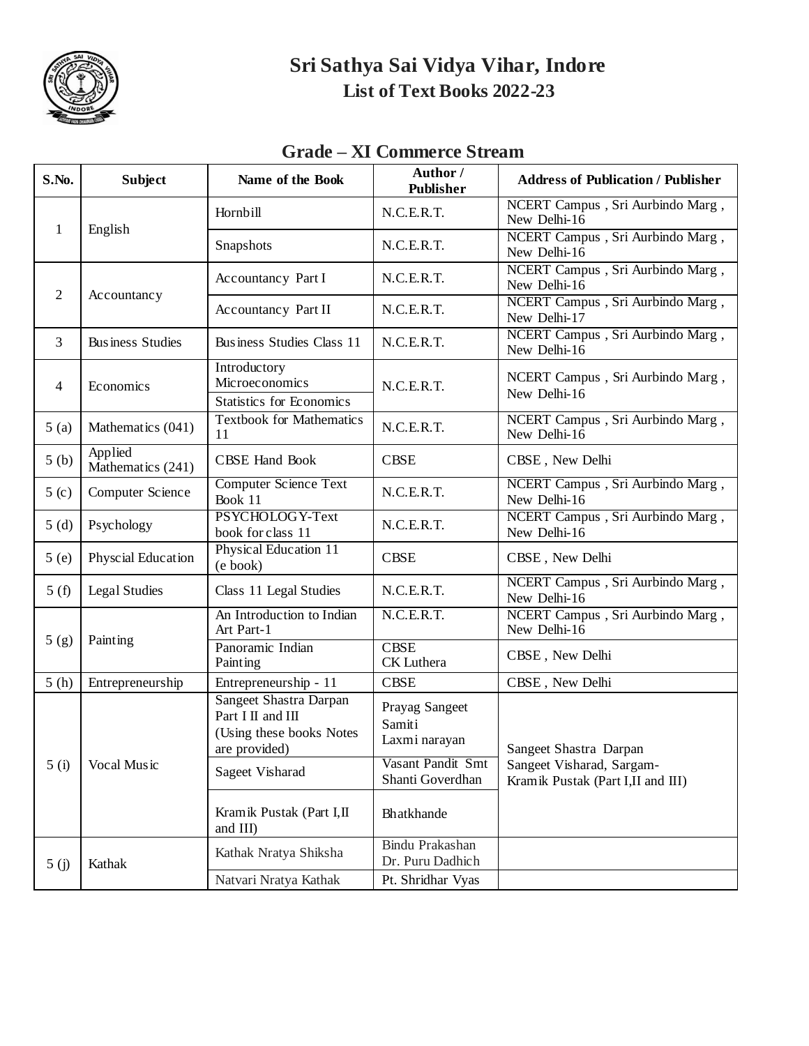# Sri Sathya Sai Vidya Vihar, Indore

## List of Text Books 2022-23

### Grade – XI Commerce Stream

| S.No. | Subject | Name of the Book | Author / Publisher | Address of Publication / Publisher |
|---|---|---|---|---|
| 1 | English | Hornbill | N.C.E.R.T. | NCERT Campus , Sri Aurbindo Marg , New Delhi-16 |
| | | Snapshots | N.C.E.R.T. | NCERT Campus , Sri Aurbindo Marg , New Delhi-16 |
| 2 | Accountancy | Accountancy Part I | N.C.E.R.T. | NCERT Campus , Sri Aurbindo Marg , New Delhi-16 |
| | | Accountancy Part II | N.C.E.R.T. | NCERT Campus , Sri Aurbindo Marg , New Delhi-17 |
| 3 | Business Studies | Business Studies Class 11 | N.C.E.R.T. | NCERT Campus , Sri Aurbindo Marg , New Delhi-16 |
| 4 | Economics | Introductory Microeconomics | N.C.E.R.T. | NCERT Campus , Sri Aurbindo Marg , New Delhi-16 |
| | | Statistics for Economics | | |
| 5 (a) | Mathematics (041) | Textbook for Mathematics 11 | N.C.E.R.T. | NCERT Campus , Sri Aurbindo Marg , New Delhi-16 |
| 5 (b) | Applied Mathematics (241) | CBSE Hand Book | CBSE | CBSE , New Delhi |
| 5 (c) | Computer Science | Computer Science Text Book 11 | N.C.E.R.T. | NCERT Campus , Sri Aurbindo Marg , New Delhi-16 |
| 5 (d) | Psychology | PSYCHOLOGY-Text book for class 11 | N.C.E.R.T. | NCERT Campus , Sri Aurbindo Marg , New Delhi-16 |
| 5 (e) | Physcial Education | Physical Education 11 (e book) | CBSE | CBSE , New Delhi |
| 5 (f) | Legal Studies | Class 11 Legal Studies | N.C.E.R.T. | NCERT Campus , Sri Aurbindo Marg , New Delhi-16 |
| 5 (g) | Painting | An Introduction to Indian Art Part-1 | N.C.E.R.T. | NCERT Campus , Sri Aurbindo Marg , New Delhi-16 |
| | | Panoramic Indian Painting | CBSE CK Luthera | CBSE , New Delhi |
| 5 (h) | Entrepreneurship | Entrepreneurship - 11 | CBSE | CBSE , New Delhi |
| 5 (i) | Vocal Music | Sangeet Shastra Darpan Part I II and III (Using these books Notes are provided) | Prayag Sangeet Samiti Laxmi narayan | Sangeet Shastra Darpan Sangeet Visharad, Sargam- Kramik Pustak (Part I,II and III) |
| | | Sageet Visharad | Vasant Pandit Smt Shanti Goverdhan | |
| | | Kramik Pustak (Part I,II and III) | Bhatkhande | |
| 5 (j) | Kathak | Kathak Nratya Shiksha | Bindu Prakashan Dr. Puru Dadhich | |
| | | Natvari Nratya Kathak | Pt. Shridhar Vyas | |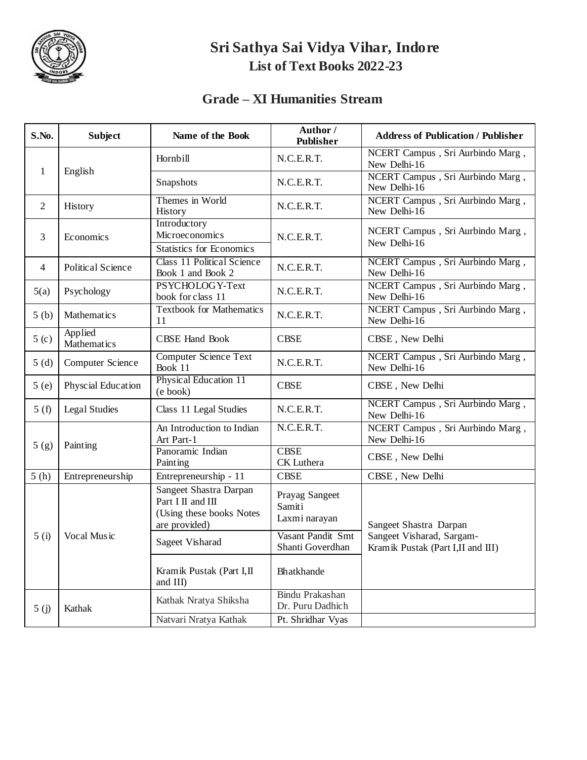# Sri Sathya Sai Vidya Vihar, Indore

## List of Text Books 2022-23

## Grade – XI Humanities Stream

| S.No. | Subject | Name of the Book | Author / Publisher | Address of Publication / Publisher |
|---|---|---|---|---|
| 1 | English | Hornbill | N.C.E.R.T. | NCERT Campus , Sri Aurbindo Marg , New Delhi-16 |
| | | Snapshots | N.C.E.R.T. | NCERT Campus , Sri Aurbindo Marg , New Delhi-16 |
| 2 | History | Themes in World History | N.C.E.R.T. | NCERT Campus , Sri Aurbindo Marg , New Delhi-16 |
| 3 | Economics | Introductory Microeconomics | N.C.E.R.T. | NCERT Campus , Sri Aurbindo Marg , New Delhi-16 |
| | | Statistics for Economics | | |
| 4 | Political Science | Class 11 Political Science Book 1 and Book 2 | N.C.E.R.T. | NCERT Campus , Sri Aurbindo Marg , New Delhi-16 |
| 5(a) | Psychology | PSYCHOLOGY-Text book for class 11 | N.C.E.R.T. | NCERT Campus , Sri Aurbindo Marg , New Delhi-16 |
| 5 (b) | Mathematics | Textbook for Mathematics 11 | N.C.E.R.T. | NCERT Campus , Sri Aurbindo Marg , New Delhi-16 |
| 5 (c) | Applied Mathematics | CBSE Hand Book | CBSE | CBSE , New Delhi |
| 5 (d) | Computer Science | Computer Science Text Book 11 | N.C.E.R.T. | NCERT Campus , Sri Aurbindo Marg , New Delhi-16 |
| 5 (e) | Physcial Education | Physical Education 11 (e book) | CBSE | CBSE , New Delhi |
| 5 (f) | Legal Studies | Class 11 Legal Studies | N.C.E.R.T. | NCERT Campus , Sri Aurbindo Marg , New Delhi-16 |
| 5 (g) | Painting | An Introduction to Indian Art Part-1 | N.C.E.R.T. | NCERT Campus , Sri Aurbindo Marg , New Delhi-16 |
| | | Panoramic Indian Painting | CBSE CK Luthera | CBSE , New Delhi |
| 5 (h) | Entrepreneurship | Entrepreneurship - 11 | CBSE | CBSE , New Delhi |
| 5 (i) | Vocal Music | Sangeet Shastra Darpan Part I II and III (Using these books Notes are provided) | Prayag Sangeet Samiti Laxmi narayan | Sangeet Shastra Darpan Sangeet Visharad, Sargam-Kramik Pustak (Part I,II and III) |
| | | Sageet Visharad | Vasant Pandit Smt Shanti Goverdhan | |
| | | Kramik Pustak (Part I,II and III) | Bhatkhande | |
| 5 (j) | Kathak | Kathak Nratya Shiksha | Bindu Prakashan Dr. Puru Dadhich | |
| | | Natvari Nratya Kathak | Pt. Shridhar Vyas | |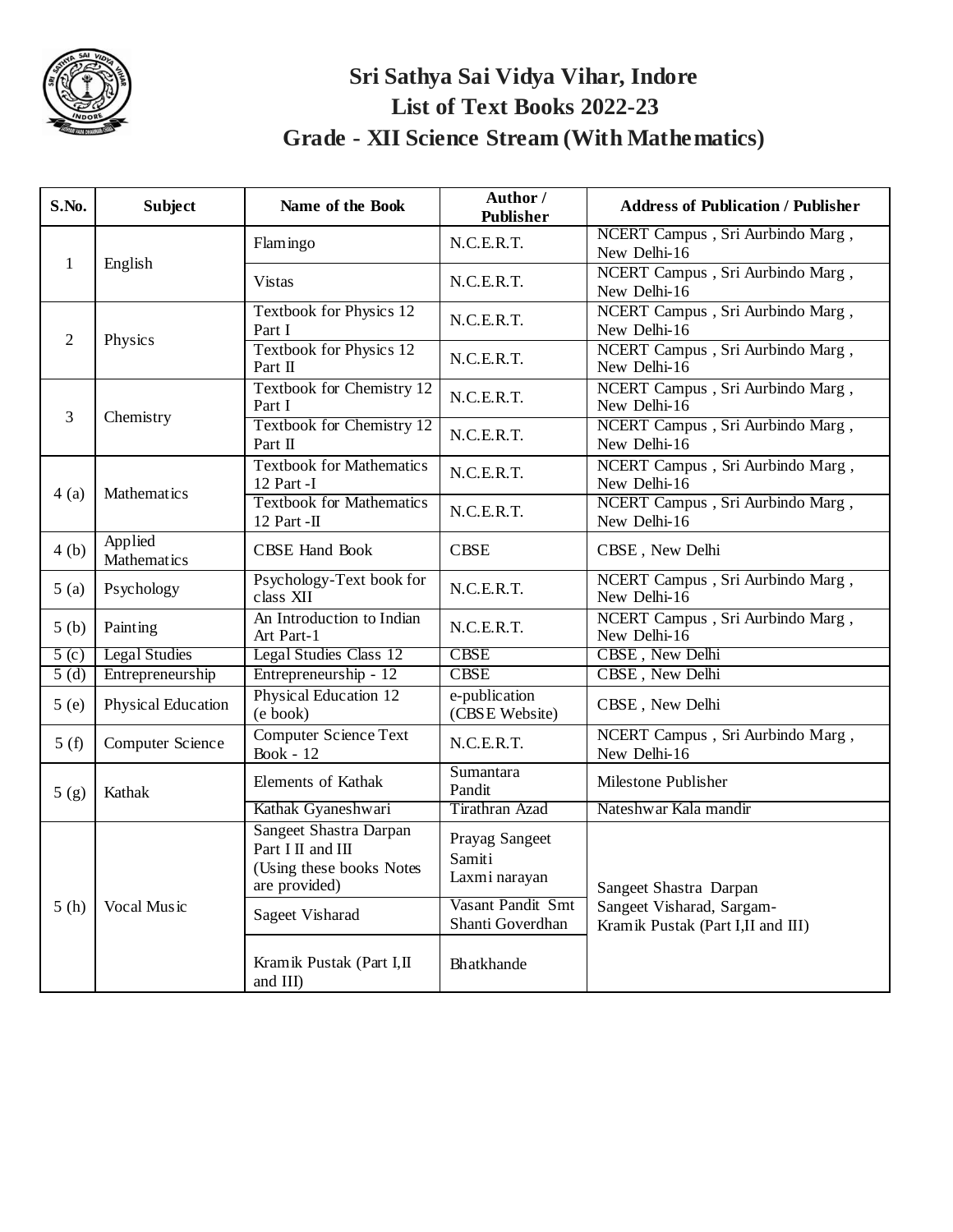# Sri Sathya Sai Vidya Vihar, Indore
## List of Text Books 2022-23
## Grade - XII Science Stream (With Mathematics)

| S.No. | Subject | Name of the Book | Author / Publisher | Address of Publication / Publisher |
|---|---|---|---|---|
| 1 | English | Flamingo | N.C.E.R.T. | NCERT Campus , Sri Aurbindo Marg , New Delhi-16 |
| | | Vistas | N.C.E.R.T. | NCERT Campus , Sri Aurbindo Marg , New Delhi-16 |
| 2 | Physics | Textbook for Physics 12 Part I | N.C.E.R.T. | NCERT Campus , Sri Aurbindo Marg , New Delhi-16 |
| | | Textbook for Physics 12 Part II | N.C.E.R.T. | NCERT Campus , Sri Aurbindo Marg , New Delhi-16 |
| 3 | Chemistry | Textbook for Chemistry 12 Part I | N.C.E.R.T. | NCERT Campus , Sri Aurbindo Marg , New Delhi-16 |
| | | Textbook for Chemistry 12 Part II | N.C.E.R.T. | NCERT Campus , Sri Aurbindo Marg , New Delhi-16 |
| 4 (a) | Mathematics | Textbook for Mathematics 12 Part -I | N.C.E.R.T. | NCERT Campus , Sri Aurbindo Marg , New Delhi-16 |
| | | Textbook for Mathematics 12 Part -II | N.C.E.R.T. | NCERT Campus , Sri Aurbindo Marg , New Delhi-16 |
| 4 (b) | Applied Mathematics | CBSE Hand Book | CBSE | CBSE , New Delhi |
| 5 (a) | Psychology | Psychology-Text book for class XII | N.C.E.R.T. | NCERT Campus , Sri Aurbindo Marg , New Delhi-16 |
| 5 (b) | Painting | An Introduction to Indian Art Part-1 | N.C.E.R.T. | NCERT Campus , Sri Aurbindo Marg , New Delhi-16 |
| 5 (c) | Legal Studies | Legal Studies Class 12 | CBSE | CBSE , New Delhi |
| 5 (d) | Entrepreneurship | Entrepreneurship - 12 | CBSE | CBSE , New Delhi |
| 5 (e) | Physical Education | Physical Education 12 (e book) | e-publication (CBSE Website) | CBSE , New Delhi |
| 5 (f) | Computer Science | Computer Science Text Book - 12 | N.C.E.R.T. | NCERT Campus , Sri Aurbindo Marg , New Delhi-16 |
| 5 (g) | Kathak | Elements of Kathak | Sumantara Pandit | Milestone Publisher |
| | | Kathak Gyaneshwari | Tirathran Azad | Nateshwar Kala mandir |
| 5 (h) | Vocal Music | Sangeet Shastra Darpan Part I II and III (Using these books Notes are provided) | Prayag Sangeet Samiti Laxmi narayan | Sangeet Shastra Darpan Sangeet Visharad, Sargam-Kramik Pustak (Part I,II and III) |
| | | Sageet Visharad | Vasant Pandit Smt Shanti Goverdhan | |
| | | Kramik Pustak (Part I,II and III) | Bhatkhande | |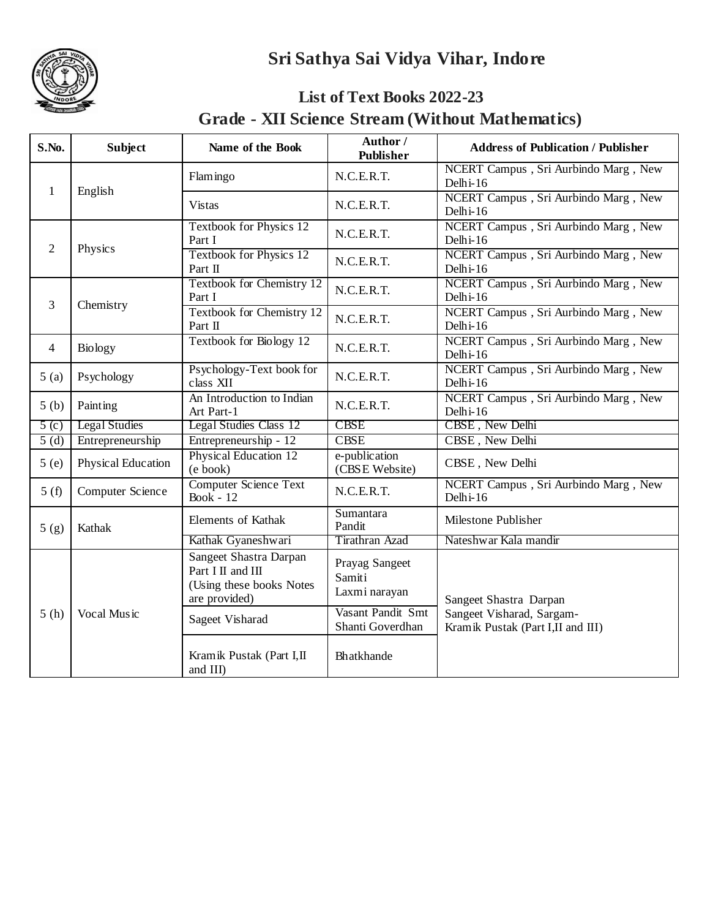# Sri Sathya Sai Vidya Vihar, Indore

## List of Text Books 2022-23

## Grade - XII Science Stream (Without Mathematics)

| S.No. | Subject | Name of the Book | Author / Publisher | Address of Publication / Publisher |
|---|---|---|---|---|
| 1 | English | Flamingo | N.C.E.R.T. | NCERT Campus , Sri Aurbindo Marg , New Delhi-16 |
| | | Vistas | N.C.E.R.T. | NCERT Campus , Sri Aurbindo Marg , New Delhi-16 |
| 2 | Physics | Textbook for Physics 12 Part I | N.C.E.R.T. | NCERT Campus , Sri Aurbindo Marg , New Delhi-16 |
| | | Textbook for Physics 12 Part II | N.C.E.R.T. | NCERT Campus , Sri Aurbindo Marg , New Delhi-16 |
| 3 | Chemistry | Textbook for Chemistry 12 Part I | N.C.E.R.T. | NCERT Campus , Sri Aurbindo Marg , New Delhi-16 |
| | | Textbook for Chemistry 12 Part II | N.C.E.R.T. | NCERT Campus , Sri Aurbindo Marg , New Delhi-16 |
| 4 | Biology | Textbook for Biology 12 | N.C.E.R.T. | NCERT Campus , Sri Aurbindo Marg , New Delhi-16 |
| 5 (a) | Psychology | Psychology-Text book for class XII | N.C.E.R.T. | NCERT Campus , Sri Aurbindo Marg , New Delhi-16 |
| 5 (b) | Painting | An Introduction to Indian Art Part-1 | N.C.E.R.T. | NCERT Campus , Sri Aurbindo Marg , New Delhi-16 |
| 5 (c) | Legal Studies | Legal Studies Class 12 | CBSE | CBSE , New Delhi |
| 5 (d) | Entrepreneurship | Entrepreneurship - 12 | CBSE | CBSE , New Delhi |
| 5 (e) | Physical Education | Physical Education 12 (e book) | e-publication (CBSE Website) | CBSE , New Delhi |
| 5 (f) | Computer Science | Computer Science Text Book - 12 | N.C.E.R.T. | NCERT Campus , Sri Aurbindo Marg , New Delhi-16 |
| 5 (g) | Kathak | Elements of Kathak | Sumantara Pandit | Milestone Publisher |
| | | Kathak Gyaneshwari | Tirathran Azad | Nateshwar Kala mandir |
| 5 (h) | Vocal Music | Sangeet Shastra Darpan Part I II and III (Using these books Notes are provided) | Prayag Sangeet Samiti Laxmi narayan | Sangeet Shastra Darpan Sangeet Visharad, Sargam-Kramik Pustak (Part I,II and III) |
| | | Sageet Visharad | Vasant Pandit Smt Shanti Goverdhan | |
| | | Kramik Pustak (Part I,II and III) | Bhatkhande | |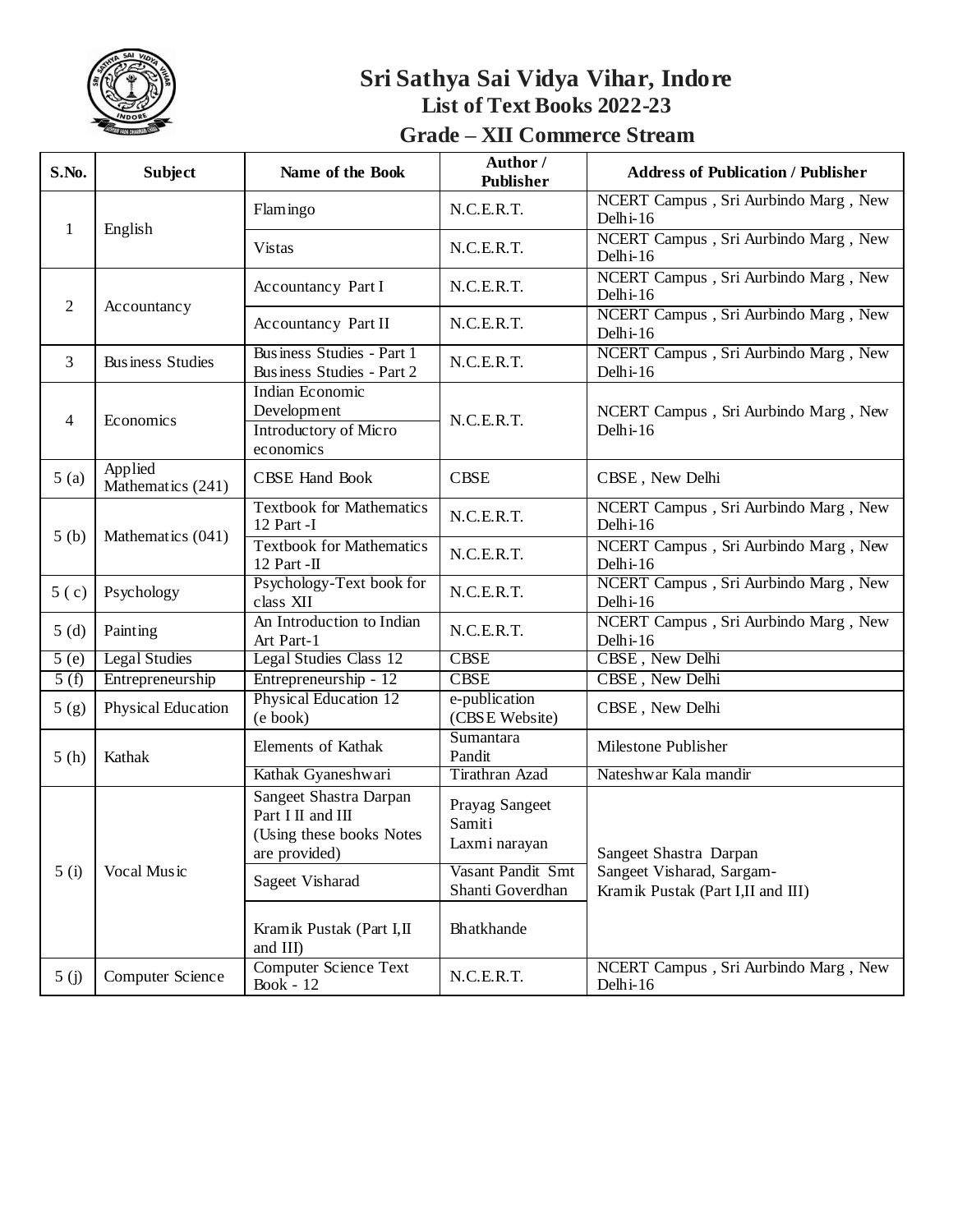# Sri Sathya Sai Vidya Vihar, Indore

## List of Text Books 2022-23

## Grade – XII Commerce Stream

| S.No. | Subject | Name of the Book | Author / Publisher | Address of Publication / Publisher |
|---|---|---|---|---|
| 1 | English | Flamingo | N.C.E.R.T. | NCERT Campus , Sri Aurbindo Marg , New Delhi-16 |
| | | Vistas | N.C.E.R.T. | NCERT Campus , Sri Aurbindo Marg , New Delhi-16 |
| 2 | Accountancy | Accountancy Part I | N.C.E.R.T. | NCERT Campus , Sri Aurbindo Marg , New Delhi-16 |
| | | Accountancy Part II | N.C.E.R.T. | NCERT Campus , Sri Aurbindo Marg , New Delhi-16 |
| 3 | Business Studies | Business Studies - Part 1<br>Business Studies - Part 2 | N.C.E.R.T. | NCERT Campus , Sri Aurbindo Marg , New Delhi-16 |
| 4 | Economics | Indian Economic Development | N.C.E.R.T. | NCERT Campus , Sri Aurbindo Marg , New Delhi-16 |
| | | Introductory of Micro economics | | |
| 5 (a) | Applied Mathematics (241) | CBSE Hand Book | CBSE | CBSE , New Delhi |
| 5 (b) | Mathematics (041) | Textbook for Mathematics 12 Part -I | N.C.E.R.T. | NCERT Campus , Sri Aurbindo Marg , New Delhi-16 |
| | | Textbook for Mathematics 12 Part -II | N.C.E.R.T. | NCERT Campus , Sri Aurbindo Marg , New Delhi-16 |
| 5 ( c) | Psychology | Psychology-Text book for class XII | N.C.E.R.T. | NCERT Campus , Sri Aurbindo Marg , New Delhi-16 |
| 5 (d) | Painting | An Introduction to Indian Art Part-1 | N.C.E.R.T. | NCERT Campus , Sri Aurbindo Marg , New Delhi-16 |
| 5 (e) | Legal Studies | Legal Studies Class 12 | CBSE | CBSE , New Delhi |
| 5 (f) | Entrepreneurship | Entrepreneurship - 12 | CBSE | CBSE , New Delhi |
| 5 (g) | Physical Education | Physical Education 12 (e book) | e-publication (CBSE Website) | CBSE , New Delhi |
| 5 (h) | Kathak | Elements of Kathak | Sumantara Pandit | Milestone Publisher |
| | | Kathak Gyaneshwari | Tirathran Azad | Nateshwar Kala mandir |
| 5 (i) | Vocal Music | Sangeet Shastra Darpan Part I II and III (Using these books Notes are provided) | Prayag Sangeet Samiti Laxmi narayan | Sangeet Shastra Darpan<br>Sangeet Visharad, Sargam-<br>Kramik Pustak (Part I,II and III) |
| | | Sageet Visharad | Vasant Pandit Smt Shanti Goverdhan | |
| | | Kramik Pustak (Part I,II and III) | Bhatkhande | |
| 5 (j) | Computer Science | Computer Science Text Book - 12 | N.C.E.R.T. | NCERT Campus , Sri Aurbindo Marg , New Delhi-16 |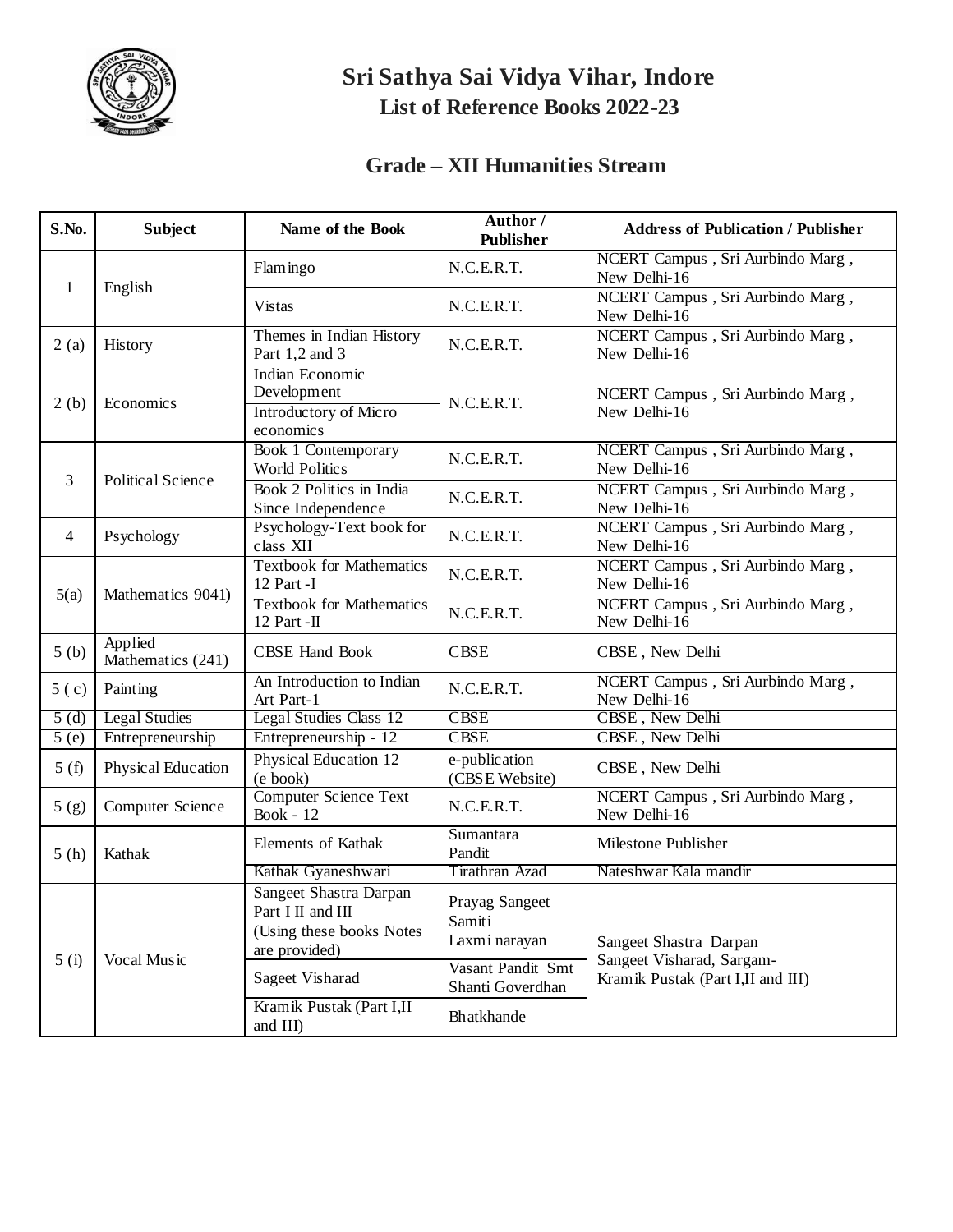# Sri Sathya Sai Vidya Vihar, Indore

## List of Reference Books 2022-23

## Grade – XII Humanities Stream

| S.No. | Subject | Name of the Book | Author / Publisher | Address of Publication / Publisher |
|---|---|---|---|---|
| 1 | English | Flamingo | N.C.E.R.T. | NCERT Campus , Sri Aurbindo Marg , New Delhi-16 |
| | | Vistas | N.C.E.R.T. | NCERT Campus , Sri Aurbindo Marg , New Delhi-16 |
| 2 (a) | History | Themes in Indian History Part 1,2 and 3 | N.C.E.R.T. | NCERT Campus , Sri Aurbindo Marg , New Delhi-16 |
| 2 (b) | Economics | Indian Economic Development | N.C.E.R.T. | NCERT Campus , Sri Aurbindo Marg , New Delhi-16 |
| | | Introductory of Micro economics | | |
| 3 | Political Science | Book 1 Contemporary World Politics | N.C.E.R.T. | NCERT Campus , Sri Aurbindo Marg , New Delhi-16 |
| | | Book 2 Politics in India Since Independence | N.C.E.R.T. | NCERT Campus , Sri Aurbindo Marg , New Delhi-16 |
| 4 | Psychology | Psychology-Text book for class XII | N.C.E.R.T. | NCERT Campus , Sri Aurbindo Marg , New Delhi-16 |
| 5(a) | Mathematics 9041) | Textbook for Mathematics 12 Part -I | N.C.E.R.T. | NCERT Campus , Sri Aurbindo Marg , New Delhi-16 |
| | | Textbook for Mathematics 12 Part -II | N.C.E.R.T. | NCERT Campus , Sri Aurbindo Marg , New Delhi-16 |
| 5 (b) | Applied Mathematics (241) | CBSE Hand Book | CBSE | CBSE , New Delhi |
| 5 ( c) | Painting | An Introduction to Indian Art Part-1 | N.C.E.R.T. | NCERT Campus , Sri Aurbindo Marg , New Delhi-16 |
| 5 (d) | Legal Studies | Legal Studies Class 12 | CBSE | CBSE , New Delhi |
| 5 (e) | Entrepreneurship | Entrepreneurship - 12 | CBSE | CBSE , New Delhi |
| 5 (f) | Physical Education | Physical Education 12 (e book) | e-publication (CBSE Website) | CBSE , New Delhi |
| 5 (g) | Computer Science | Computer Science Text Book - 12 | N.C.E.R.T. | NCERT Campus , Sri Aurbindo Marg , New Delhi-16 |
| 5 (h) | Kathak | Elements of Kathak | Sumantara Pandit | Milestone Publisher |
| | | Kathak Gyaneshwari | Tirathran Azad | Nateshwar Kala mandir |
| 5 (i) | Vocal Music | Sangeet Shastra Darpan Part I II and III (Using these books Notes are provided) | Prayag Sangeet Samiti Laxmi narayan | Sangeet Shastra Darpan Sangeet Visharad, Sargam-Kramik Pustak (Part I,II and III) |
| | | Sageet Visharad | Vasant Pandit Smt Shanti Goverdhan | |
| | | Kramik Pustak (Part I,II and III) | Bhatkhande | |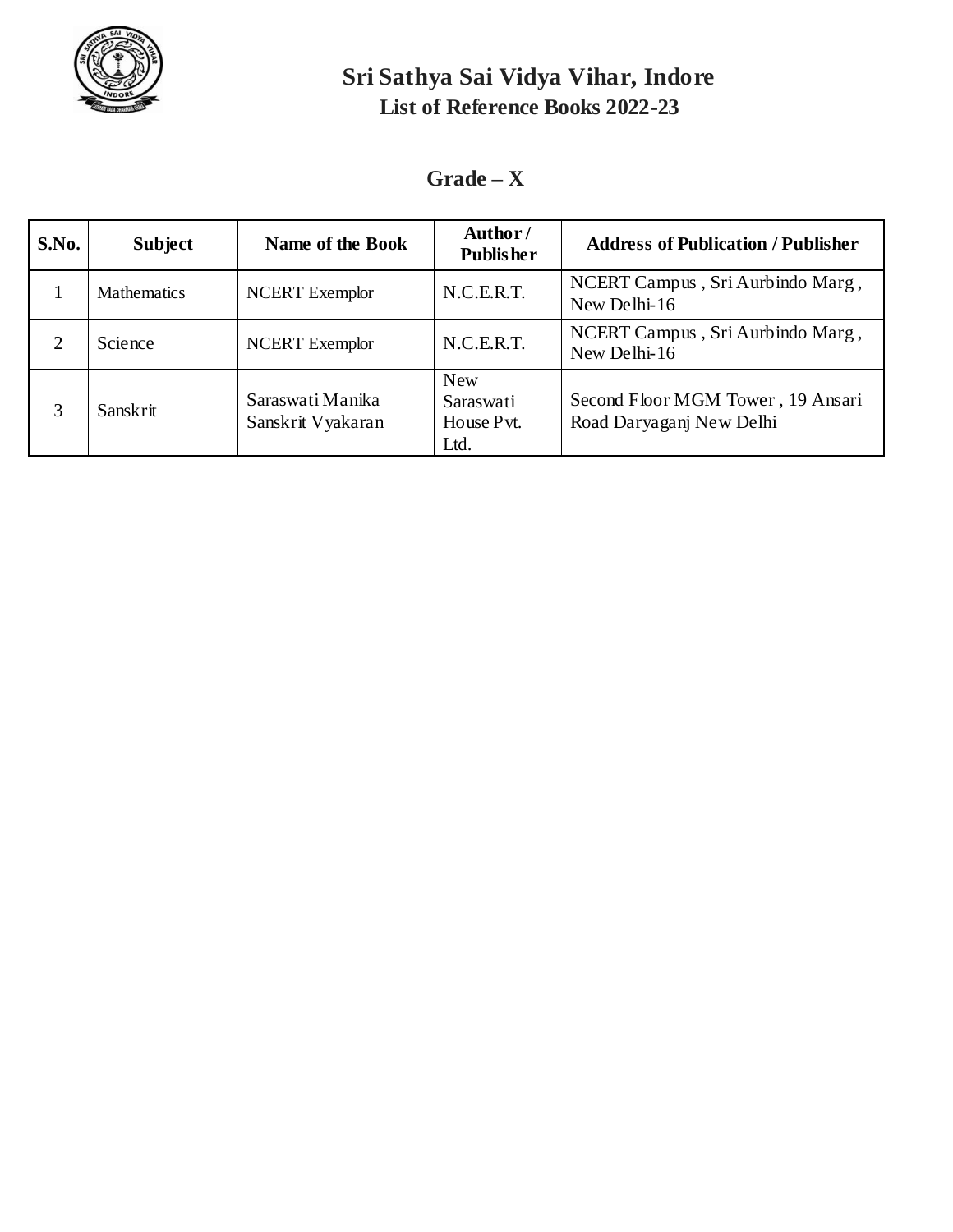# Sri Sathya Sai Vidya Vihar, Indore

## List of Reference Books 2022-23

### Grade – X

| S.No. | Subject | Name of the Book | Author / Publisher | Address of Publication / Publisher |
|---|---|---|---|---|
| 1 | Mathematics | NCERT Exemplor | N.C.E.R.T. | NCERT Campus , Sri Aurbindo Marg , New Delhi-16 |
| 2 | Science | NCERT Exemplor | N.C.E.R.T. | NCERT Campus , Sri Aurbindo Marg , New Delhi-16 |
| 3 | Sanskrit | Saraswati Manika Sanskrit Vyakaran | New Saraswati House Pvt. Ltd. | Second Floor MGM Tower , 19 Ansari Road Daryaganj New Delhi |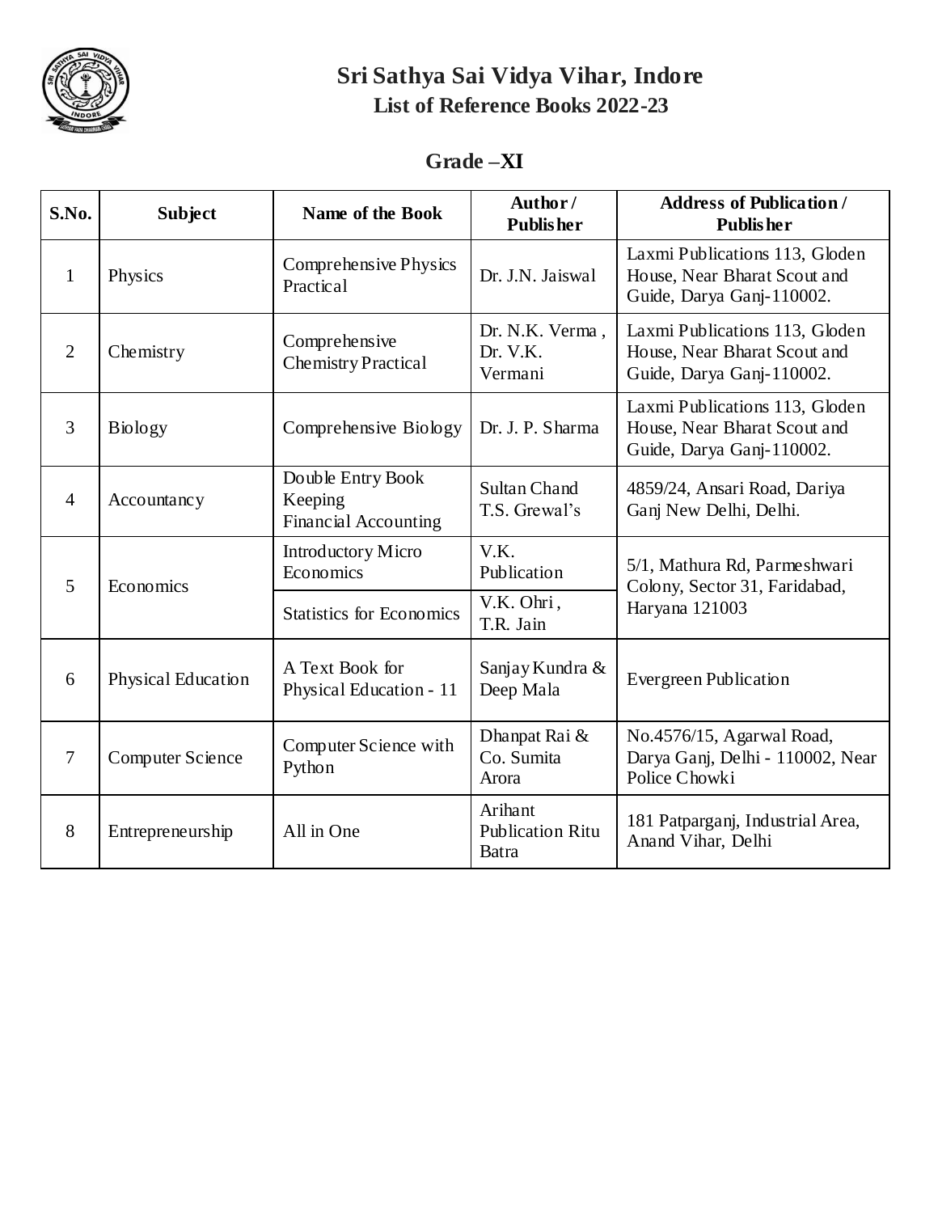# Sri Sathya Sai Vidya Vihar, Indore

## List of Reference Books 2022-23

### Grade –XI

| S.No. | Subject | Name of the Book | Author / Publisher | Address of Publication / Publisher |
|---|---|---|---|---|
| 1 | Physics | Comprehensive Physics Practical | Dr. J.N. Jaiswal | Laxmi Publications 113, Gloden House, Near Bharat Scout and Guide, Darya Ganj-110002. |
| 2 | Chemistry | Comprehensive Chemistry Practical | Dr. N.K. Verma , Dr. V.K. Vermani | Laxmi Publications 113, Gloden House, Near Bharat Scout and Guide, Darya Ganj-110002. |
| 3 | Biology | Comprehensive Biology | Dr. J. P. Sharma | Laxmi Publications 113, Gloden House, Near Bharat Scout and Guide, Darya Ganj-110002. |
| 4 | Accountancy | Double Entry Book Keeping Financial Accounting | Sultan Chand T.S. Grewal's | 4859/24, Ansari Road, Dariya Ganj New Delhi, Delhi. |
| 5 | Economics | Introductory Micro Economics | V.K. Publication | 5/1, Mathura Rd, Parmeshwari Colony, Sector 31, Faridabad, Haryana 121003 |
| | | Statistics for Economics | V.K. Ohri , T.R. Jain | |
| 6 | Physical Education | A Text Book for Physical Education - 11 | Sanjay Kundra & Deep Mala | Evergreen Publication |
| 7 | Computer Science | Computer Science with Python | Dhanpat Rai & Co. Sumita Arora | No.4576/15, Agarwal Road, Darya Ganj, Delhi - 110002, Near Police Chowki |
| 8 | Entrepreneurship | All in One | Arihant Publication Ritu Batra | 181 Patparganj, Industrial Area, Anand Vihar, Delhi |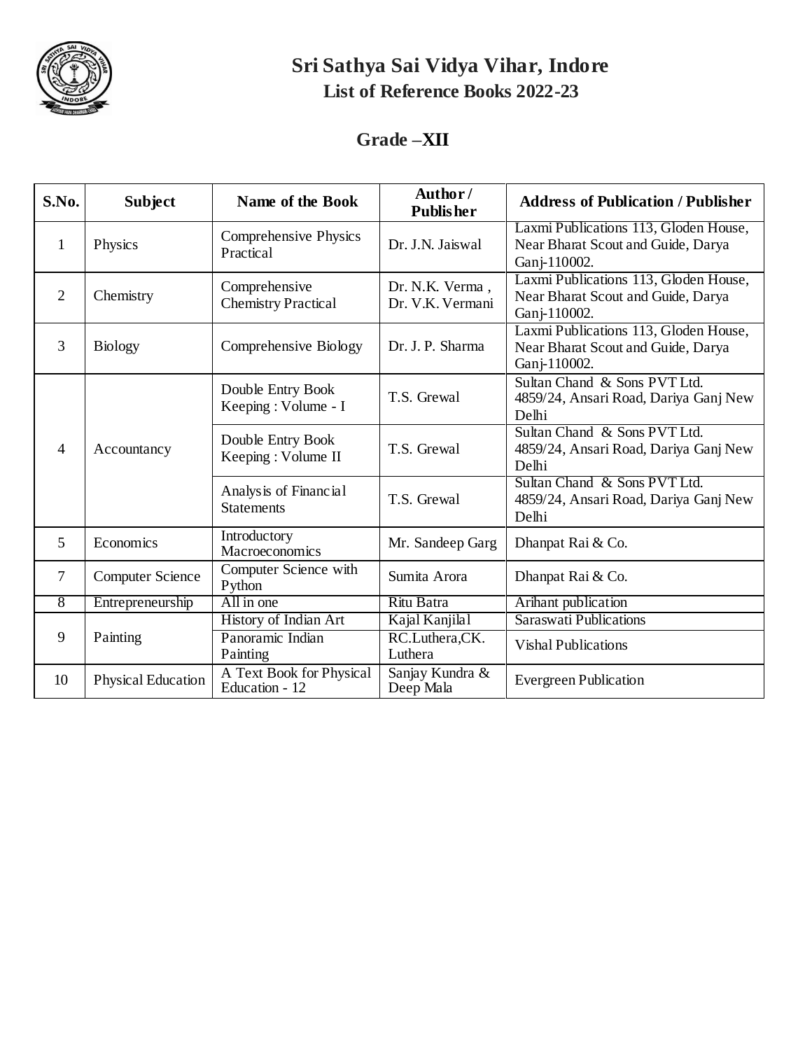# Sri Sathya Sai Vidya Vihar, Indore

## List of Reference Books 2022-23

### Grade –XII

| S.No. | Subject | Name of the Book | Author / Publisher | Address of Publication / Publisher |
|---|---|---|---|---|
| 1 | Physics | Comprehensive Physics Practical | Dr. J.N. Jaiswal | Laxmi Publications 113, Gloden House, Near Bharat Scout and Guide, Darya Ganj-110002. |
| 2 | Chemistry | Comprehensive Chemistry Practical | Dr. N.K. Verma , Dr. V.K. Vermani | Laxmi Publications 113, Gloden House, Near Bharat Scout and Guide, Darya Ganj-110002. |
| 3 | Biology | Comprehensive Biology | Dr. J. P. Sharma | Laxmi Publications 113, Gloden House, Near Bharat Scout and Guide, Darya Ganj-110002. |
| 4 | Accountancy | Double Entry Book Keeping : Volume - I | T.S. Grewal | Sultan Chand & Sons PVT Ltd. 4859/24, Ansari Road, Dariya Ganj New Delhi |
| | | Double Entry Book Keeping : Volume II | T.S. Grewal | Sultan Chand & Sons PVT Ltd. 4859/24, Ansari Road, Dariya Ganj New Delhi |
| | | Analysis of Financial Statements | T.S. Grewal | Sultan Chand & Sons PVT Ltd. 4859/24, Ansari Road, Dariya Ganj New Delhi |
| 5 | Economics | Introductory Macroeconomics | Mr. Sandeep Garg | Dhanpat Rai & Co. |
| 7 | Computer Science | Computer Science with Python | Sumita Arora | Dhanpat Rai & Co. |
| 8 | Entrepreneurship | All in one | Ritu Batra | Arihant publication |
| 9 | Painting | History of Indian Art | Kajal Kanjilal | Saraswati Publications |
| | | Panoramic Indian Painting | RC.Luthera,CK. Luthera | Vishal Publications |
| 10 | Physical Education | A Text Book for Physical Education - 12 | Sanjay Kundra & Deep Mala | Evergreen Publication |